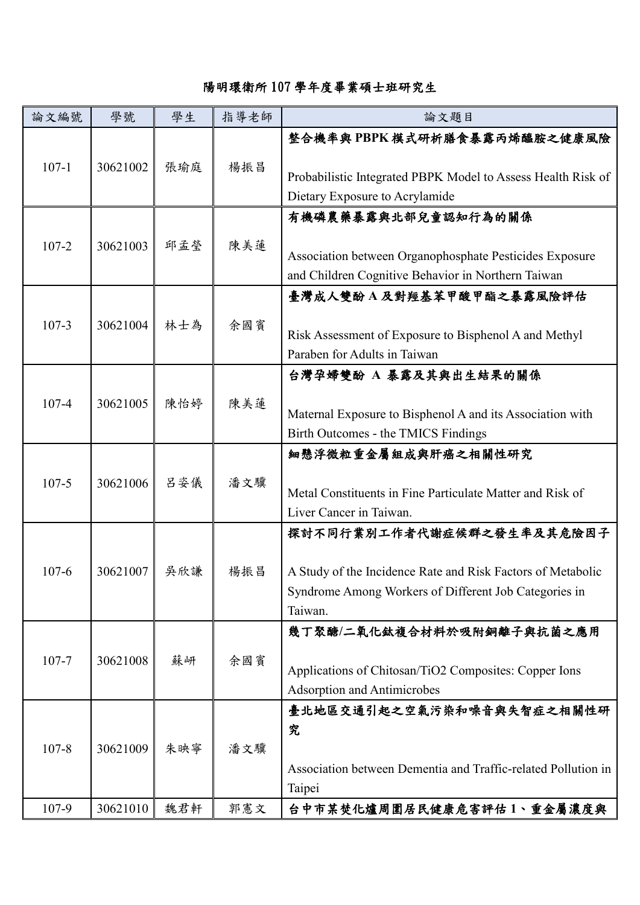陽明環衛所 107 學年度畢業碩士班研究生

| 論文編號 | 學號 | 學生 | 指導老師 | 論文題目 |
|---|---|---|---|---|
| 107-1 | 30621002 | 張瑜庭 | 楊振昌 | **整合機率與 PBPK 模式研析膳食暴露丙烯醯胺之健康風險**<br><br>Probabilistic Integrated PBPK Model to Assess Health Risk of Dietary Exposure to Acrylamide |
| 107-2 | 30621003 | 邱孟瑩 | 陳美蓮 | **有機磷農藥暴露與北部兒童認知行為的關係**<br><br>Association between Organophosphate Pesticides Exposure and Children Cognitive Behavior in Northern Taiwan |
| 107-3 | 30621004 | 林士為 | 余國賓 | **臺灣成人雙酚 A 及對羥基苯甲酸甲酯之暴露風險評估**<br><br>Risk Assessment of Exposure to Bisphenol A and Methyl Paraben for Adults in Taiwan |
| 107-4 | 30621005 | 陳怡婷 | 陳美蓮 | **台灣孕婦雙酚 A 暴露及其與出生結果的關係**<br><br>Maternal Exposure to Bisphenol A and its Association with Birth Outcomes - the TMICS Findings |
| 107-5 | 30621006 | 呂姿儀 | 潘文驥 | **細懸浮微粒重金屬組成與肝癌之相關性研究**<br><br>Metal Constituents in Fine Particulate Matter and Risk of Liver Cancer in Taiwan. |
| 107-6 | 30621007 | 吳欣謙 | 楊振昌 | **探討不同行業別工作者代謝症候群之發生率及其危險因子**<br><br>A Study of the Incidence Rate and Risk Factors of Metabolic Syndrome Among Workers of Different Job Categories in Taiwan. |
| 107-7 | 30621008 | 蘇岍 | 余國賓 | **幾丁聚醣/二氧化鈦複合材料於吸附銅離子與抗菌之應用**<br><br>Applications of Chitosan/TiO2 Composites: Copper Ions Adsorption and Antimicrobes |
| 107-8 | 30621009 | 朱映寧 | 潘文驥 | **臺北地區交通引起之空氣污染和噪音與失智症之相關性研究**<br><br>Association between Dementia and Traffic-related Pollution in Taipei |
| 107-9 | 30621010 | 魏君軒 | 郭憲文 | **台中市某焚化爐周圍居民健康危害評估 1、重金屬濃度與** |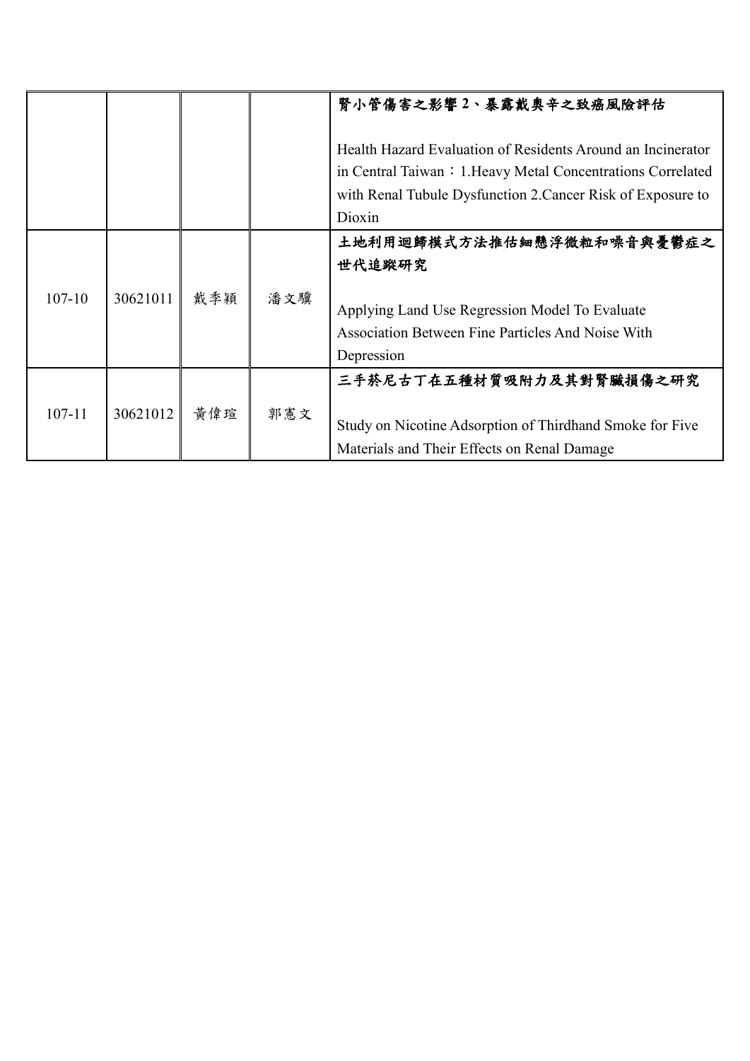| | | | | |
|---|---|---|---|---|
| | | | | **腎小管傷害之影響 2、暴露戴奧辛之致癌風險評估**<br><br>Health Hazard Evaluation of Residents Around an Incinerator in Central Taiwan：1.Heavy Metal Concentrations Correlated with Renal Tubule Dysfunction 2.Cancer Risk of Exposure to Dioxin |
| 107-10 | 30621011 | 戴季穎 | 潘文驥 | **土地利用迴歸模式方法推估細懸浮微粒和噪音與憂鬱症之世代追蹤研究**<br><br>Applying Land Use Regression Model To Evaluate Association Between Fine Particles And Noise With Depression |
| 107-11 | 30621012 | 黃偉瑄 | 郭憲文 | **三手菸尼古丁在五種材質吸附力及其對腎臟損傷之研究**<br><br>Study on Nicotine Adsorption of Thirdhand Smoke for Five Materials and Their Effects on Renal Damage |